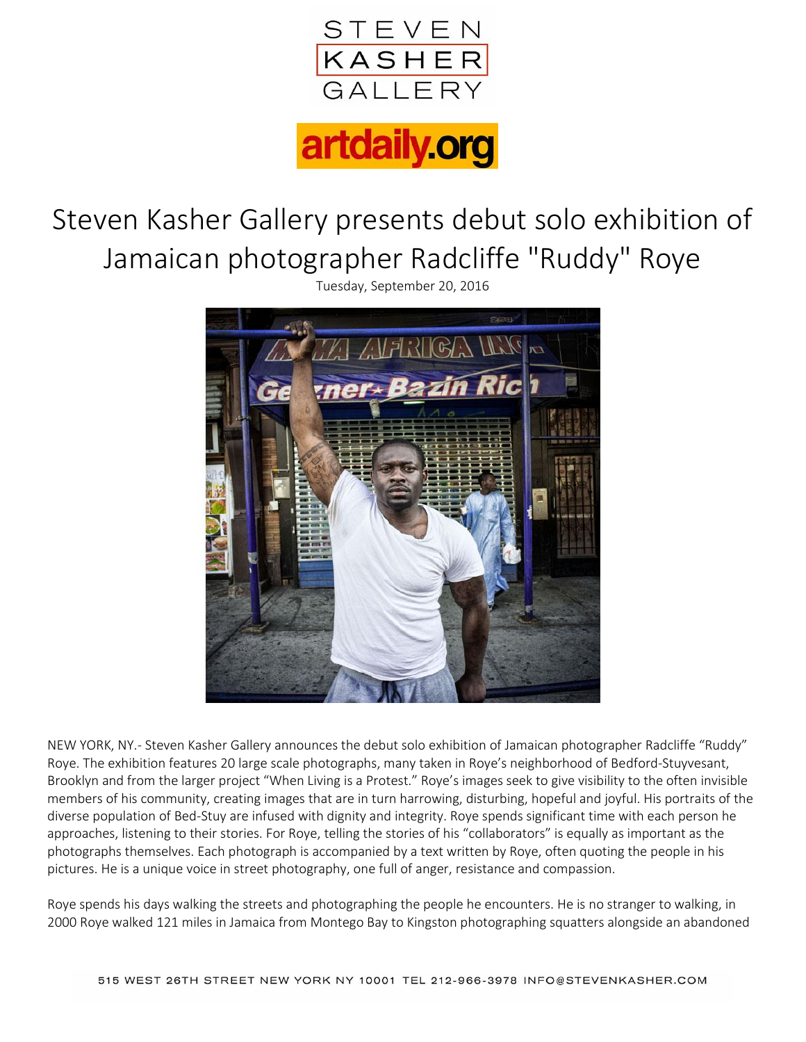STEVEN KASHER GALLERY

artdaily.org

# Steven Kasher Gallery presents debut solo exhibition of Jamaican photographer Radcliffe "Ruddy" Roye

Tuesday, September 20, 2016

NEW YORK, NY.- Steven Kasher Gallery announces the debut solo exhibition of Jamaican photographer Radcliffe "Ruddy" Roye. The exhibition features 20 large scale photographs, many taken in Roye's neighborhood of Bedford-Stuyvesant, Brooklyn and from the larger project "When Living is a Protest." Roye's images seek to give visibility to the often invisible members of his community, creating images that are in turn harrowing, disturbing, hopeful and joyful. His portraits of the diverse population of Bed-Stuy are infused with dignity and integrity. Roye spends significant time with each person he approaches, listening to their stories. For Roye, telling the stories of his "collaborators" is equally as important as the photographs themselves. Each photograph is accompanied by a text written by Roye, often quoting the people in his pictures. He is a unique voice in street photography, one full of anger, resistance and compassion.

Roye spends his days walking the streets and photographing the people he encounters. He is no stranger to walking, in 2000 Roye walked 121 miles in Jamaica from Montego Bay to Kingston photographing squatters alongside an abandoned

515 WEST 26TH STREET NEW YORK NY 10001 TEL 212-966-3978 INFO@STEVENKASHER.COM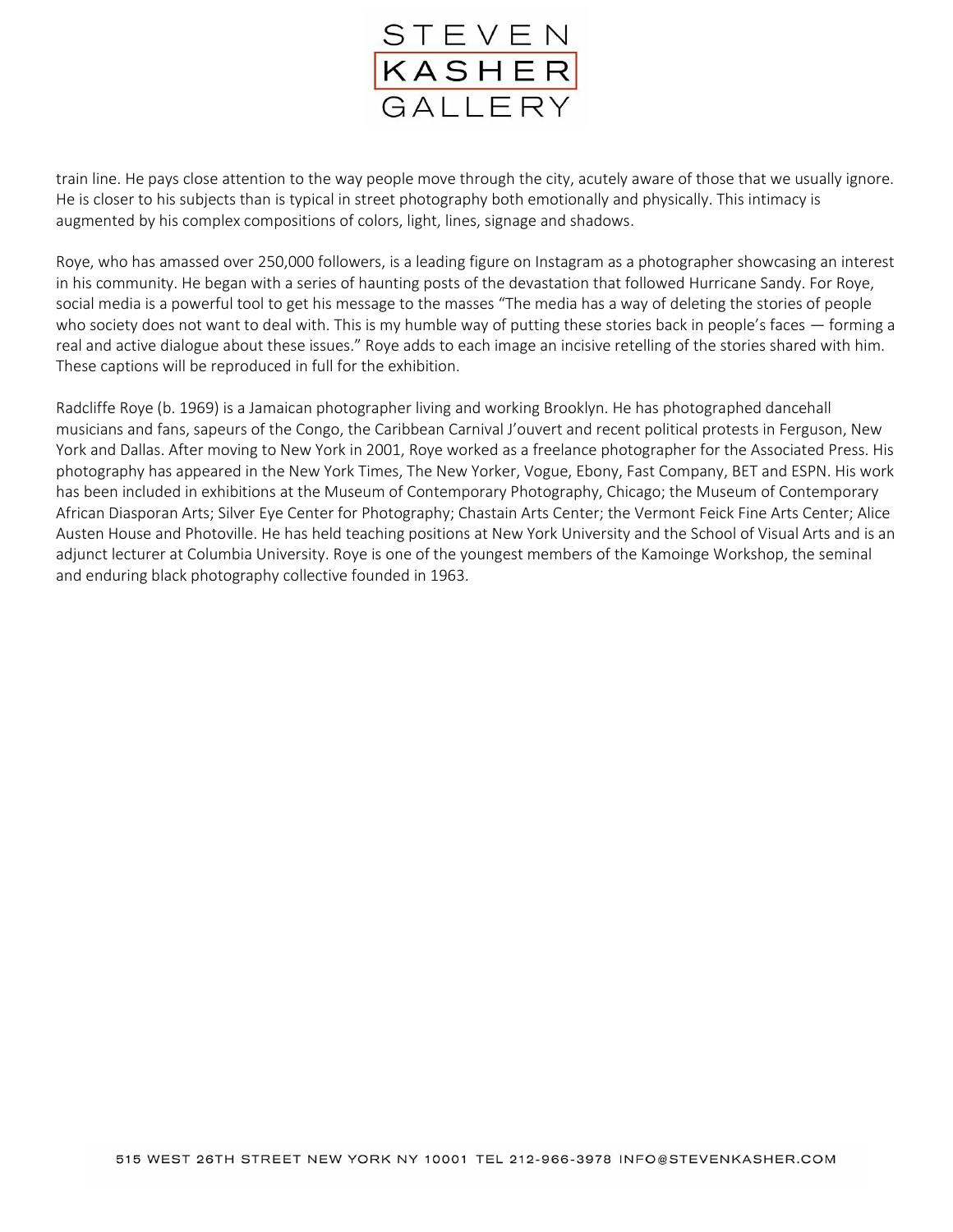train line. He pays close attention to the way people move through the city, acutely aware of those that we usually ignore. He is closer to his subjects than is typical in street photography both emotionally and physically. This intimacy is augmented by his complex compositions of colors, light, lines, signage and shadows.

Roye, who has amassed over 250,000 followers, is a leading figure on Instagram as a photographer showcasing an interest in his community. He began with a series of haunting posts of the devastation that followed Hurricane Sandy. For Roye, social media is a powerful tool to get his message to the masses "The media has a way of deleting the stories of people who society does not want to deal with. This is my humble way of putting these stories back in people's faces — forming a real and active dialogue about these issues." Roye adds to each image an incisive retelling of the stories shared with him. These captions will be reproduced in full for the exhibition.

Radcliffe Roye (b. 1969) is a Jamaican photographer living and working Brooklyn. He has photographed dancehall musicians and fans, sapeurs of the Congo, the Caribbean Carnival J'ouvert and recent political protests in Ferguson, New York and Dallas. After moving to New York in 2001, Roye worked as a freelance photographer for the Associated Press. His photography has appeared in the New York Times, The New Yorker, Vogue, Ebony, Fast Company, BET and ESPN. His work has been included in exhibitions at the Museum of Contemporary Photography, Chicago; the Museum of Contemporary African Diasporan Arts; Silver Eye Center for Photography; Chastain Arts Center; the Vermont Feick Fine Arts Center; Alice Austen House and Photoville. He has held teaching positions at New York University and the School of Visual Arts and is an adjunct lecturer at Columbia University. Roye is one of the youngest members of the Kamoinge Workshop, the seminal and enduring black photography collective founded in 1963.